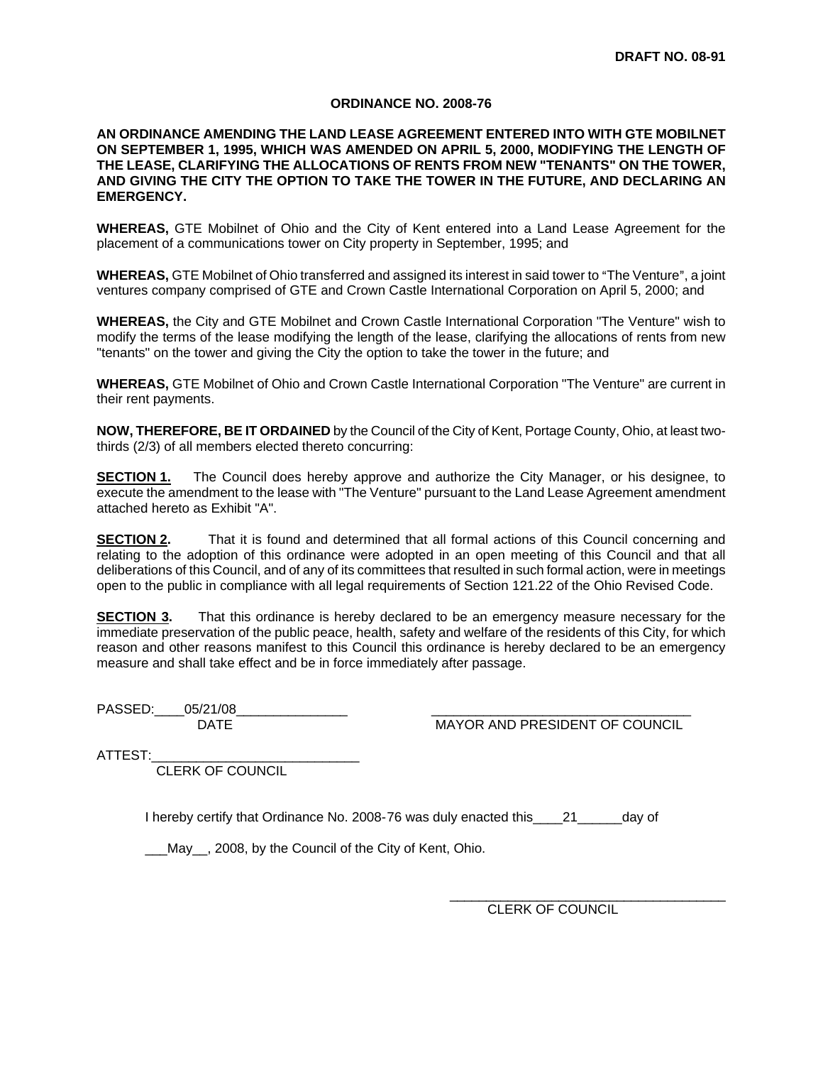**DRAFT NO. 08-91**

# ORDINANCE NO. 2008-76

**AN ORDINANCE AMENDING THE LAND LEASE AGREEMENT ENTERED INTO WITH GTE MOBILNET ON SEPTEMBER 1, 1995, WHICH WAS AMENDED ON APRIL 5, 2000, MODIFYING THE LENGTH OF THE LEASE, CLARIFYING THE ALLOCATIONS OF RENTS FROM NEW "TENANTS" ON THE TOWER, AND GIVING THE CITY THE OPTION TO TAKE THE TOWER IN THE FUTURE, AND DECLARING AN EMERGENCY.**

**WHEREAS,** GTE Mobilnet of Ohio and the City of Kent entered into a Land Lease Agreement for the placement of a communications tower on City property in September, 1995; and

**WHEREAS,** GTE Mobilnet of Ohio transferred and assigned its interest in said tower to "The Venture", a joint ventures company comprised of GTE and Crown Castle International Corporation on April 5, 2000; and

**WHEREAS,** the City and GTE Mobilnet and Crown Castle International Corporation "The Venture" wish to modify the terms of the lease modifying the length of the lease, clarifying the allocations of rents from new "tenants" on the tower and giving the City the option to take the tower in the future; and

**WHEREAS,** GTE Mobilnet of Ohio and Crown Castle International Corporation "The Venture" are current in their rent payments.

**NOW, THEREFORE, BE IT ORDAINED** by the Council of the City of Kent, Portage County, Ohio, at least two-thirds (2/3) of all members elected thereto concurring:

**SECTION 1.** The Council does hereby approve and authorize the City Manager, or his designee, to execute the amendment to the lease with "The Venture" pursuant to the Land Lease Agreement amendment attached hereto as Exhibit "A".

**SECTION 2.** That it is found and determined that all formal actions of this Council concerning and relating to the adoption of this ordinance were adopted in an open meeting of this Council and that all deliberations of this Council, and of any of its committees that resulted in such formal action, were in meetings open to the public in compliance with all legal requirements of Section 121.22 of the Ohio Revised Code.

**SECTION 3.** That this ordinance is hereby declared to be an emergency measure necessary for the immediate preservation of the public peace, health, safety and welfare of the residents of this City, for which reason and other reasons manifest to this Council this ordinance is hereby declared to be an emergency measure and shall take effect and be in force immediately after passage.

PASSED:____05/21/08_______________
DATE

___________________________________
MAYOR AND PRESIDENT OF COUNCIL

ATTEST:____________________________
CLERK OF COUNCIL

I hereby certify that Ordinance No. 2008-76 was duly enacted this____21______day of ___May__, 2008, by the Council of the City of Kent, Ohio.

_____________________________________
CLERK OF COUNCIL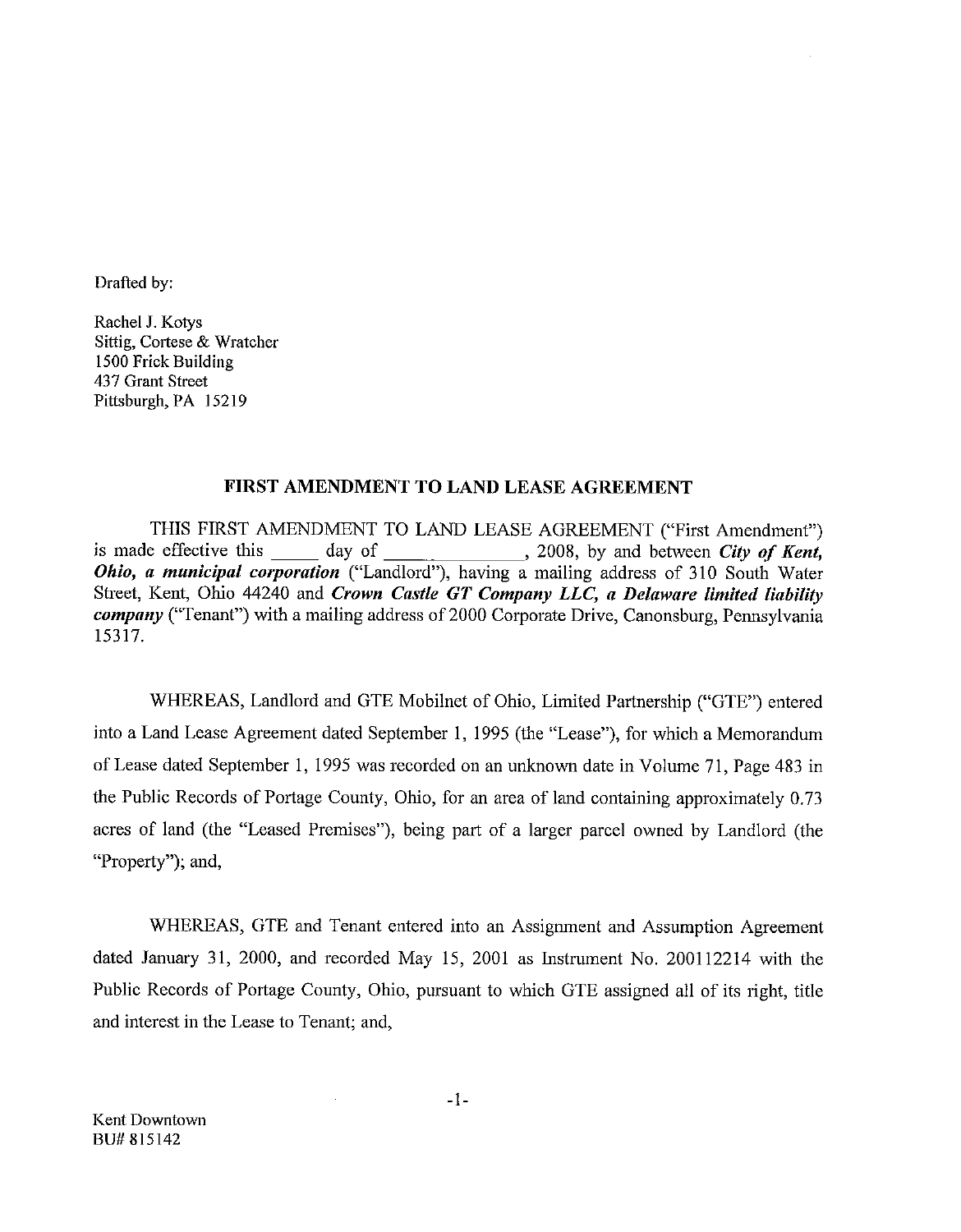Drafted by:

Rachel J. Kotys
Sittig, Cortese & Wratcher
1500 Frick Building
437 Grant Street
Pittsburgh, PA 15219

## FIRST AMENDMENT TO LAND LEASE AGREEMENT

THIS FIRST AMENDMENT TO LAND LEASE AGREEMENT ("First Amendment") is made effective this _____ day of _____________, 2008, by and between ***City of Kent, Ohio, a municipal corporation*** ("Landlord"), having a mailing address of 310 South Water Street, Kent, Ohio 44240 and ***Crown Castle GT Company LLC, a Delaware limited liability company*** ("Tenant") with a mailing address of 2000 Corporate Drive, Canonsburg, Pennsylvania 15317.

WHEREAS, Landlord and GTE Mobilnet of Ohio, Limited Partnership ("GTE") entered into a Land Lease Agreement dated September 1, 1995 (the "Lease"), for which a Memorandum of Lease dated September 1, 1995 was recorded on an unknown date in Volume 71, Page 483 in the Public Records of Portage County, Ohio, for an area of land containing approximately 0.73 acres of land (the "Leased Premises"), being part of a larger parcel owned by Landlord (the "Property"); and,

WHEREAS, GTE and Tenant entered into an Assignment and Assumption Agreement dated January 31, 2000, and recorded May 15, 2001 as Instrument No. 200112214 with the Public Records of Portage County, Ohio, pursuant to which GTE assigned all of its right, title and interest in the Lease to Tenant; and,

Kent Downtown
BU# 815142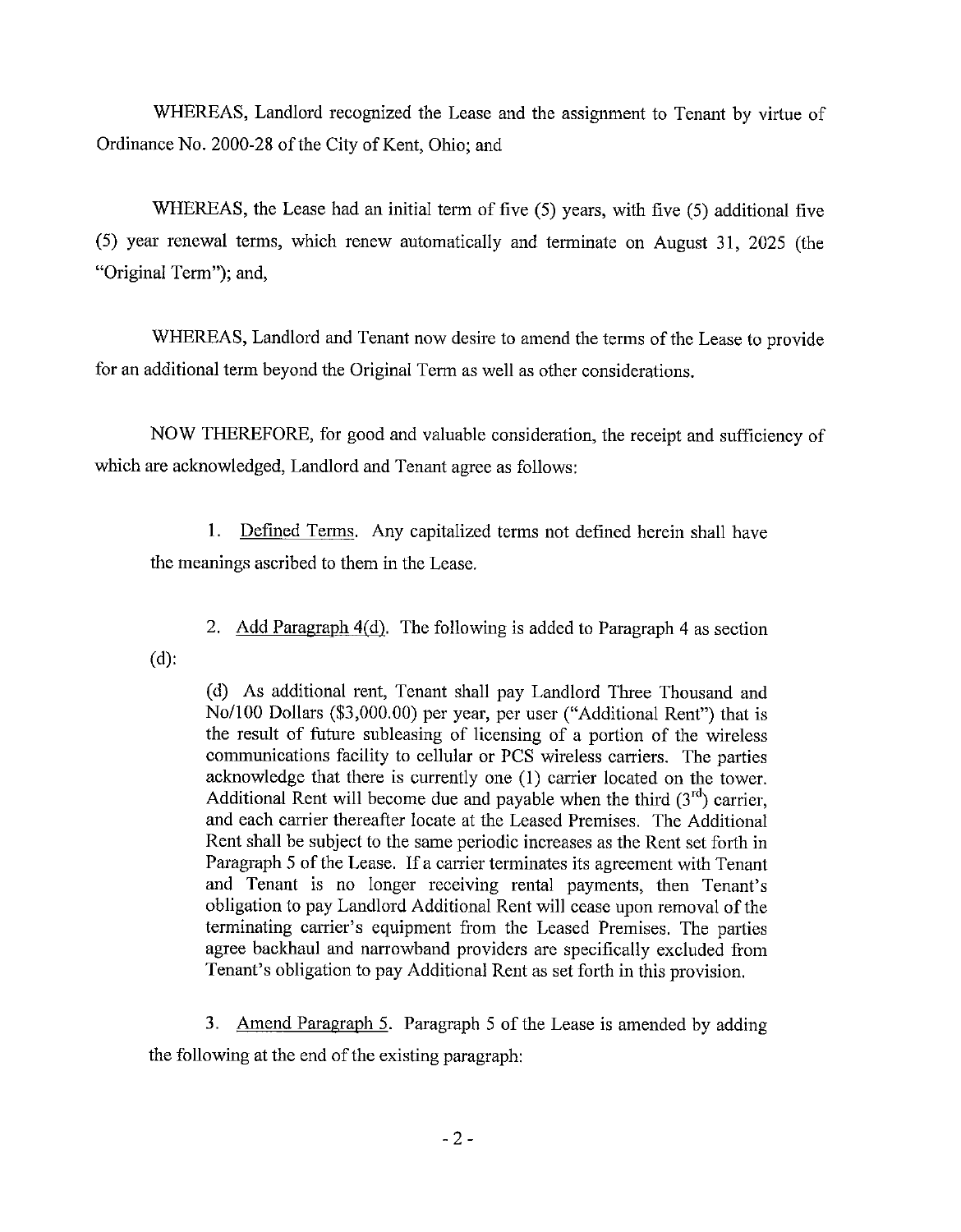WHEREAS, Landlord recognized the Lease and the assignment to Tenant by virtue of Ordinance No. 2000-28 of the City of Kent, Ohio; and

WHEREAS, the Lease had an initial term of five (5) years, with five (5) additional five (5) year renewal terms, which renew automatically and terminate on August 31, 2025 (the "Original Term"); and,

WHEREAS, Landlord and Tenant now desire to amend the terms of the Lease to provide for an additional term beyond the Original Term as well as other considerations.

NOW THEREFORE, for good and valuable consideration, the receipt and sufficiency of which are acknowledged, Landlord and Tenant agree as follows:

1. Defined Terms. Any capitalized terms not defined herein shall have the meanings ascribed to them in the Lease.

2. Add Paragraph 4(d). The following is added to Paragraph 4 as section (d):

> (d) As additional rent, Tenant shall pay Landlord Three Thousand and No/100 Dollars ($3,000.00) per year, per user ("Additional Rent") that is the result of future subleasing of licensing of a portion of the wireless communications facility to cellular or PCS wireless carriers. The parties acknowledge that there is currently one (1) carrier located on the tower. Additional Rent will become due and payable when the third (3rd) carrier, and each carrier thereafter locate at the Leased Premises. The Additional Rent shall be subject to the same periodic increases as the Rent set forth in Paragraph 5 of the Lease. If a carrier terminates its agreement with Tenant and Tenant is no longer receiving rental payments, then Tenant's obligation to pay Landlord Additional Rent will cease upon removal of the terminating carrier's equipment from the Leased Premises. The parties agree backhaul and narrowband providers are specifically excluded from Tenant's obligation to pay Additional Rent as set forth in this provision.

3. Amend Paragraph 5. Paragraph 5 of the Lease is amended by adding the following at the end of the existing paragraph: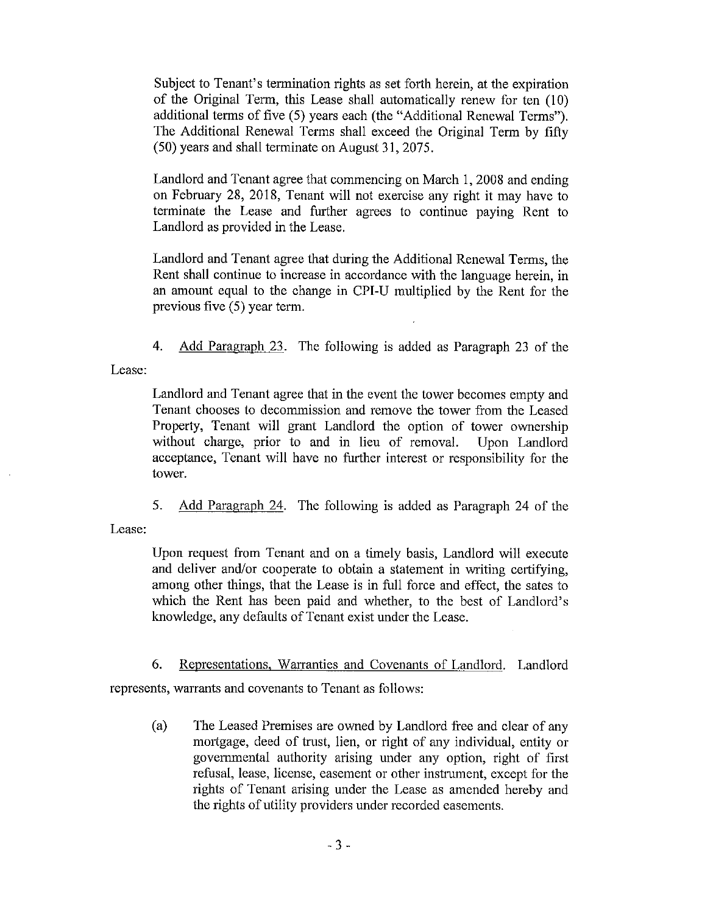Subject to Tenant's termination rights as set forth herein, at the expiration of the Original Term, this Lease shall automatically renew for ten (10) additional terms of five (5) years each (the "Additional Renewal Terms"). The Additional Renewal Terms shall exceed the Original Term by fifty (50) years and shall terminate on August 31, 2075.

Landlord and Tenant agree that commencing on March 1, 2008 and ending on February 28, 2018, Tenant will not exercise any right it may have to terminate the Lease and further agrees to continue paying Rent to Landlord as provided in the Lease.

Landlord and Tenant agree that during the Additional Renewal Terms, the Rent shall continue to increase in accordance with the language herein, in an amount equal to the change in CPI-U multiplied by the Rent for the previous five (5) year term.

4. Add Paragraph 23. The following is added as Paragraph 23 of the Lease:

Landlord and Tenant agree that in the event the tower becomes empty and Tenant chooses to decommission and remove the tower from the Leased Property, Tenant will grant Landlord the option of tower ownership without charge, prior to and in lieu of removal. Upon Landlord acceptance, Tenant will have no further interest or responsibility for the tower.

5. Add Paragraph 24. The following is added as Paragraph 24 of the Lease:

Upon request from Tenant and on a timely basis, Landlord will execute and deliver and/or cooperate to obtain a statement in writing certifying, among other things, that the Lease is in full force and effect, the sates to which the Rent has been paid and whether, to the best of Landlord's knowledge, any defaults of Tenant exist under the Lease.

6. Representations, Warranties and Covenants of Landlord. Landlord represents, warrants and covenants to Tenant as follows:

(a) The Leased Premises are owned by Landlord free and clear of any mortgage, deed of trust, lien, or right of any individual, entity or governmental authority arising under any option, right of first refusal, lease, license, easement or other instrument, except for the rights of Tenant arising under the Lease as amended hereby and the rights of utility providers under recorded easements.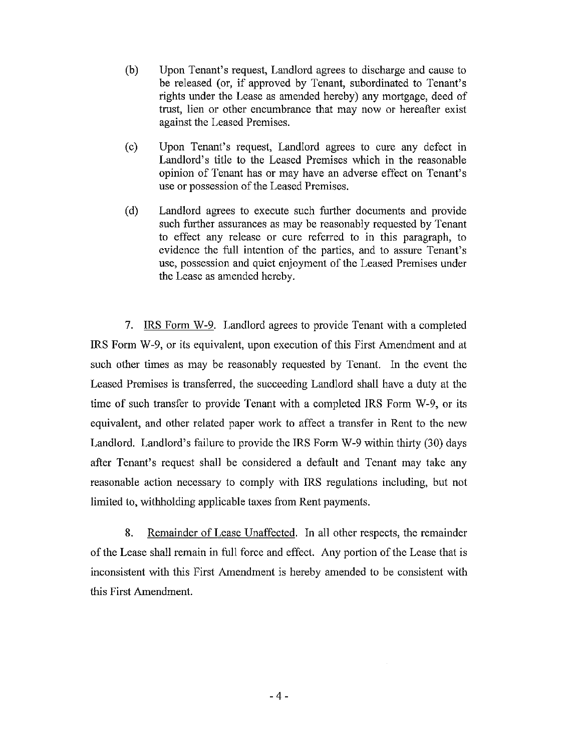(b) Upon Tenant's request, Landlord agrees to discharge and cause to be released (or, if approved by Tenant, subordinated to Tenant's rights under the Lease as amended hereby) any mortgage, deed of trust, lien or other encumbrance that may now or hereafter exist against the Leased Premises.

(c) Upon Tenant's request, Landlord agrees to cure any defect in Landlord's title to the Leased Premises which in the reasonable opinion of Tenant has or may have an adverse effect on Tenant's use or possession of the Leased Premises.

(d) Landlord agrees to execute such further documents and provide such further assurances as may be reasonably requested by Tenant to effect any release or cure referred to in this paragraph, to evidence the full intention of the parties, and to assure Tenant's use, possession and quiet enjoyment of the Leased Premises under the Lease as amended hereby.

7. IRS Form W-9. Landlord agrees to provide Tenant with a completed IRS Form W-9, or its equivalent, upon execution of this First Amendment and at such other times as may be reasonably requested by Tenant. In the event the Leased Premises is transferred, the succeeding Landlord shall have a duty at the time of such transfer to provide Tenant with a completed IRS Form W-9, or its equivalent, and other related paper work to affect a transfer in Rent to the new Landlord. Landlord's failure to provide the IRS Form W-9 within thirty (30) days after Tenant's request shall be considered a default and Tenant may take any reasonable action necessary to comply with IRS regulations including, but not limited to, withholding applicable taxes from Rent payments.

8. Remainder of Lease Unaffected. In all other respects, the remainder of the Lease shall remain in full force and effect. Any portion of the Lease that is inconsistent with this First Amendment is hereby amended to be consistent with this First Amendment.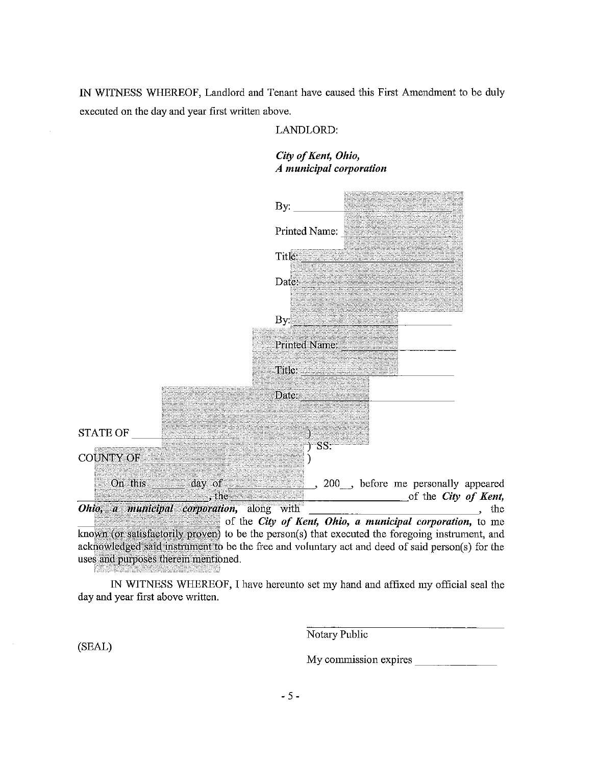IN WITNESS WHEREOF, Landlord and Tenant have caused this First Amendment to be duly executed on the day and year first written above.

LANDLORD:

***City of Kent, Ohio,***
***A municipal corporation***

By: ______________________

Printed Name: ______________________

Title: ______________________

Date: ______________________

By: ______________________

Printed Name: ______________________

Title: ______________________

Date: ______________________

STATE OF ______________________ )
) SS:
COUNTY OF ______________________ )

On this ______ day of ______________, 200__, before me personally appeared ______________________, the ______________________ of the ***City of Kent, Ohio, a municipal corporation,*** along with ______________________, the ______________________ of the ***City of Kent, Ohio, a municipal corporation,*** to me known (or satisfactorily proven) to be the person(s) that executed the foregoing instrument, and acknowledged said instrument to be the free and voluntary act and deed of said person(s) for the uses and purposes therein mentioned.

IN WITNESS WHEREOF, I have hereunto set my hand and affixed my official seal the day and year first above written.

______________________
Notary Public

(SEAL)

My commission expires ______________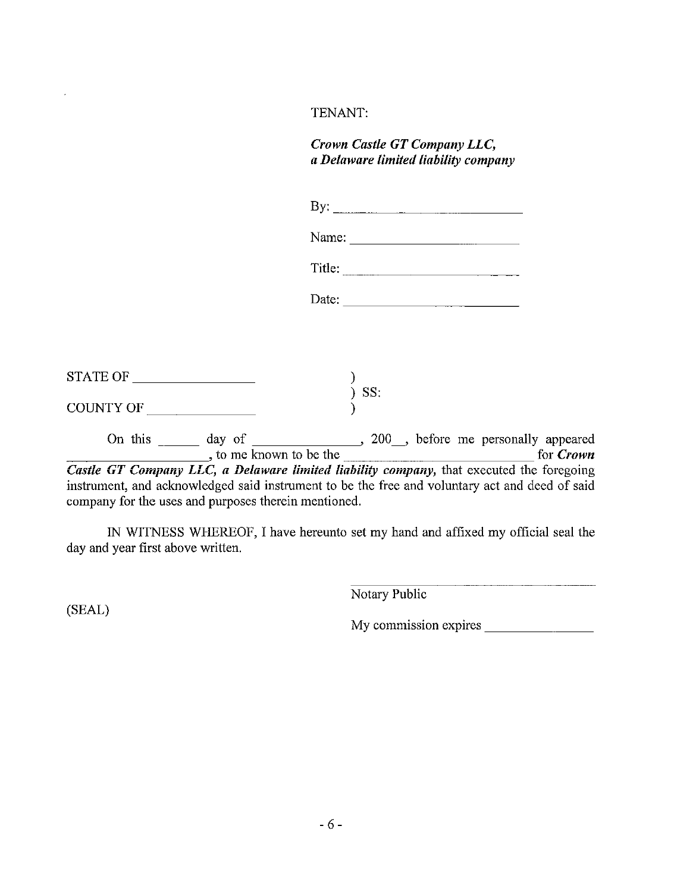TENANT:

***Crown Castle GT Company LLC,***
***a Delaware limited liability company***

By: ______________________________

Name: ____________________________

Title: _____________________________

Date: _____________________________

STATE OF ________________ )
) SS:
COUNTY OF ______________ )

On this ______ day of ______________, 200__, before me personally appeared ____________________, to me known to be the ____________________________ for ***Crown Castle GT Company LLC, a Delaware limited liability company,*** that executed the foregoing instrument, and acknowledged said instrument to be the free and voluntary act and deed of said company for the uses and purposes therein mentioned.

IN WITNESS WHEREOF, I have hereunto set my hand and affixed my official seal the day and year first above written.

______________________________
Notary Public

(SEAL)

My commission expires ______________